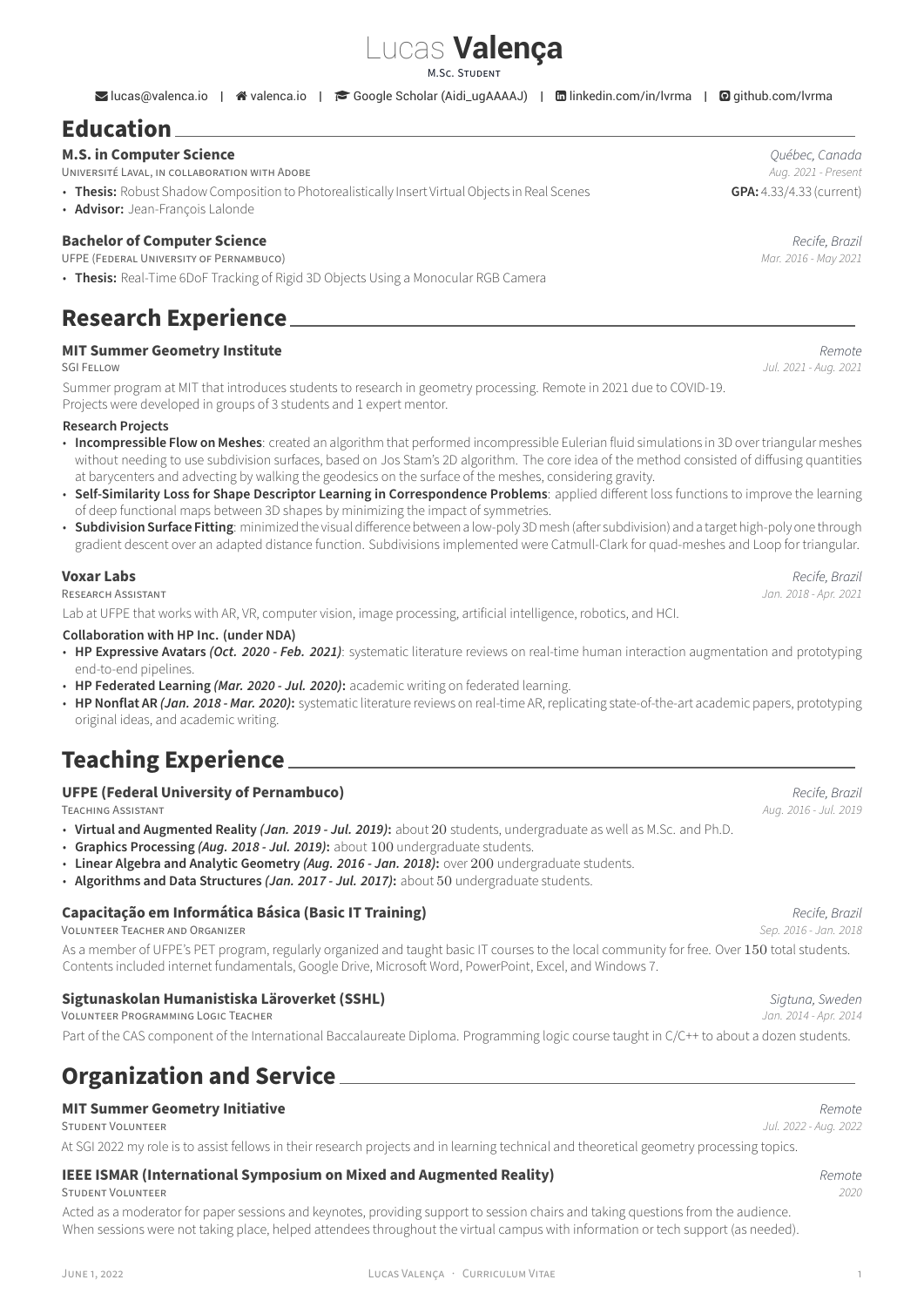# Lucas **Valença**

M.Sc. Student

lucas@valenca.io | valenca.io | Google Scholar (Aidi_ugAAAAJ) | linkedin.com/in/lvrma | github.com/lvrma

## Education

### M.S. in Computer Science
*Québec, Canada*

Université Laval, in collaboration with Adobe
*Aug. 2021 - Present*

- **Thesis:** Robust Shadow Composition to Photorealistically Insert Virtual Objects in Real Scenes — **GPA:** 4.33/4.33 (current)
- **Advisor:** Jean-François Lalonde

### Bachelor of Computer Science
*Recife, Brazil*

UFPE (Federal University of Pernambuco)
*Mar. 2016 - May 2021*

- **Thesis:** Real-Time 6DoF Tracking of Rigid 3D Objects Using a Monocular RGB Camera

## Research Experience

### MIT Summer Geometry Institute
*Remote*

SGI Fellow
*Jul. 2021 - Aug. 2021*

Summer program at MIT that introduces students to research in geometry processing. Remote in 2021 due to COVID-19. Projects were developed in groups of 3 students and 1 expert mentor.

**Research Projects**

- **Incompressible Flow on Meshes**: created an algorithm that performed incompressible Eulerian fluid simulations in 3D over triangular meshes without needing to use subdivision surfaces, based on Jos Stam's 2D algorithm. The core idea of the method consisted of diffusing quantities at barycenters and advecting by walking the geodesics on the surface of the meshes, considering gravity.
- **Self-Similarity Loss for Shape Descriptor Learning in Correspondence Problems**: applied different loss functions to improve the learning of deep functional maps between 3D shapes by minimizing the impact of symmetries.
- **Subdivision Surface Fitting**: minimized the visual difference between a low-poly 3D mesh (after subdivision) and a target high-poly one through gradient descent over an adapted distance function. Subdivisions implemented were Catmull-Clark for quad-meshes and Loop for triangular.

### Voxar Labs
*Recife, Brazil*

Research Assistant
*Jan. 2018 - Apr. 2021*

Lab at UFPE that works with AR, VR, computer vision, image processing, artificial intelligence, robotics, and HCI.

**Collaboration with HP Inc. (under NDA)**

- **HP Expressive Avatars *(Oct. 2020 - Feb. 2021)***: systematic literature reviews on real-time human interaction augmentation and prototyping end-to-end pipelines.
- **HP Federated Learning *(Mar. 2020 - Jul. 2020)*:** academic writing on federated learning.
- **HP Nonflat AR *(Jan. 2018 - Mar. 2020)*:** systematic literature reviews on real-time AR, replicating state-of-the-art academic papers, prototyping original ideas, and academic writing.

## Teaching Experience

### UFPE (Federal University of Pernambuco)
*Recife, Brazil*

Teaching Assistant
*Aug. 2016 - Jul. 2019*

- **Virtual and Augmented Reality *(Jan. 2019 - Jul. 2019)*:** about 20 students, undergraduate as well as M.Sc. and Ph.D.
- **Graphics Processing *(Aug. 2018 - Jul. 2019)*:** about 100 undergraduate students.
- **Linear Algebra and Analytic Geometry *(Aug. 2016 - Jan. 2018)*:** over 200 undergraduate students.
- **Algorithms and Data Structures *(Jan. 2017 - Jul. 2017)*:** about 50 undergraduate students.

### Capacitação em Informática Básica (Basic IT Training)
*Recife, Brazil*

Volunteer Teacher and Organizer
*Sep. 2016 - Jan. 2018*

As a member of UFPE's PET program, regularly organized and taught basic IT courses to the local community for free. Over 150 total students. Contents included internet fundamentals, Google Drive, Microsoft Word, PowerPoint, Excel, and Windows 7.

### Sigtunaskolan Humanistiska Läroverket (SSHL)
*Sigtuna, Sweden*

Volunteer Programming Logic Teacher
*Jan. 2014 - Apr. 2014*

Part of the CAS component of the International Baccalaureate Diploma. Programming logic course taught in C/C++ to about a dozen students.

## Organization and Service

### MIT Summer Geometry Initiative
*Remote*

Student Volunteer
*Jul. 2022 - Aug. 2022*

At SGI 2022 my role is to assist fellows in their research projects and in learning technical and theoretical geometry processing topics.

### IEEE ISMAR (International Symposium on Mixed and Augmented Reality)
*Remote*

Student Volunteer
*2020*

Acted as a moderator for paper sessions and keynotes, providing support to session chairs and taking questions from the audience. When sessions were not taking place, helped attendees throughout the virtual campus with information or tech support (as needed).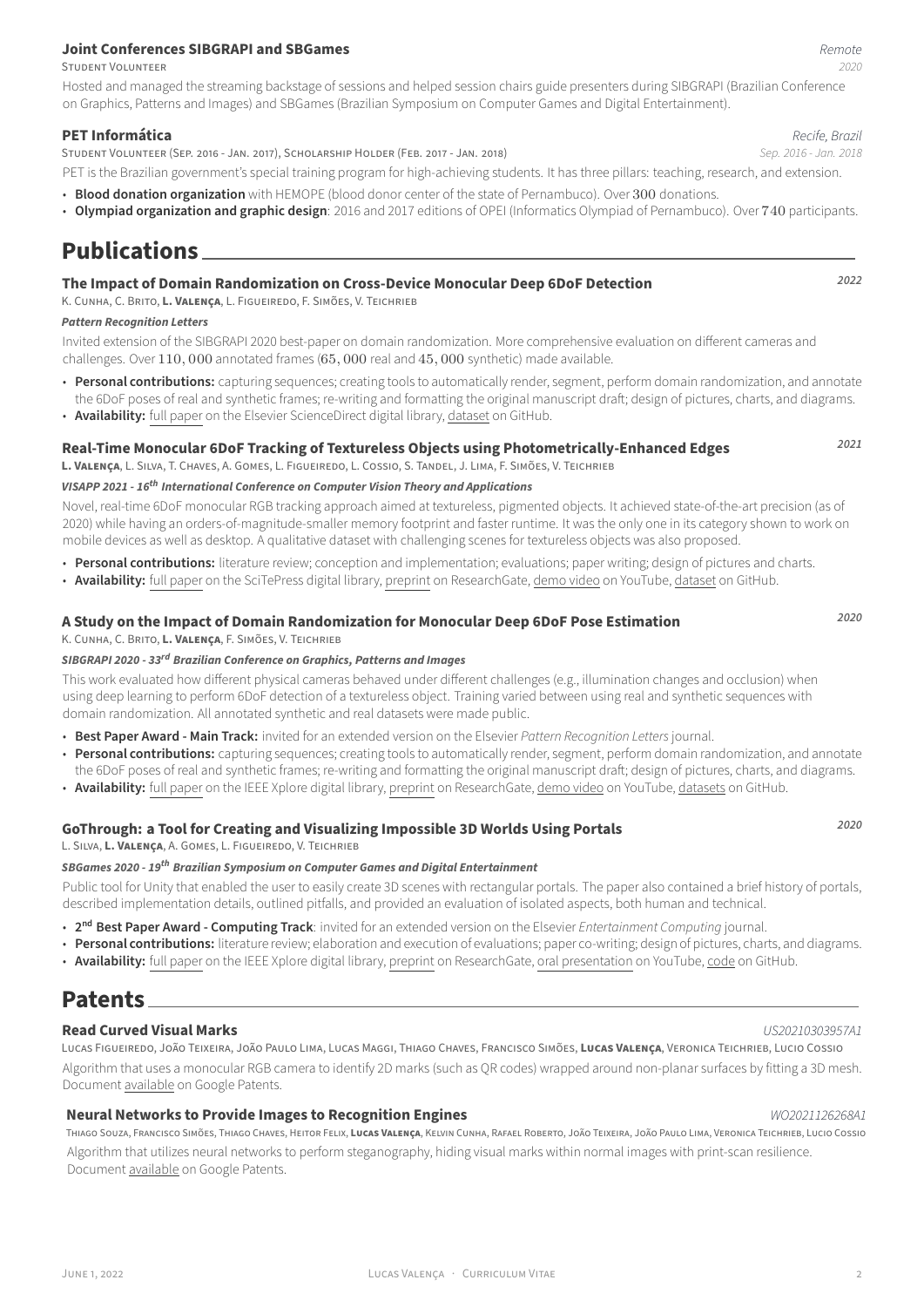### Joint Conferences SIBGRAPI and SBGames

*Remote*

STUDENT VOLUNTEER — *2020*

Hosted and managed the streaming backstage of sessions and helped session chairs guide presenters during SIBGRAPI (Brazilian Conference on Graphics, Patterns and Images) and SBGames (Brazilian Symposium on Computer Games and Digital Entertainment).

### PET Informática

*Recife, Brazil*

STUDENT VOLUNTEER (SEP. 2016 - JAN. 2017), SCHOLARSHIP HOLDER (FEB. 2017 - JAN. 2018) — *Sep. 2016 - Jan. 2018*

PET is the Brazilian government's special training program for high-achieving students. It has three pillars: teaching, research, and extension.

- **Blood donation organization** with HEMOPE (blood donor center of the state of Pernambuco). Over 300 donations.
- **Olympiad organization and graphic design**: 2016 and 2017 editions of OPEI (Informatics Olympiad of Pernambuco). Over 740 participants.

## Publications

### The Impact of Domain Randomization on Cross-Device Monocular Deep 6DoF Detection

*2022*

K. CUNHA, C. BRITO, **L. VALENÇA**, L. FIGUEIREDO, F. SIMÕES, V. TEICHRIEB

***Pattern Recognition Letters***

Invited extension of the SIBGRAPI 2020 best-paper on domain randomization. More comprehensive evaluation on different cameras and challenges. Over 110,000 annotated frames (65,000 real and 45,000 synthetic) made available.

- **Personal contributions:** capturing sequences; creating tools to automatically render, segment, perform domain randomization, and annotate the 6DoF poses of real and synthetic frames; re-writing and formatting the original manuscript draft; design of pictures, charts, and diagrams.
- **Availability:** full paper on the Elsevier ScienceDirect digital library, dataset on GitHub.

### Real-Time Monocular 6DoF Tracking of Textureless Objects using Photometrically-Enhanced Edges

*2021*

**L. VALENÇA**, L. SILVA, T. CHAVES, A. GOMES, L. FIGUEIREDO, L. COSSIO, S. TANDEL, J. LIMA, F. SIMÕES, V. TEICHRIEB

***VISAPP 2021 - 16th International Conference on Computer Vision Theory and Applications***

Novel, real-time 6DoF monocular RGB tracking approach aimed at textureless, pigmented objects. It achieved state-of-the-art precision (as of 2020) while having an orders-of-magnitude-smaller memory footprint and faster runtime. It was the only one in its category shown to work on mobile devices as well as desktop. A qualitative dataset with challenging scenes for textureless objects was also proposed.

- **Personal contributions:** literature review; conception and implementation; evaluations; paper writing; design of pictures and charts.
- **Availability:** full paper on the SciTePress digital library, preprint on ResearchGate, demo video on YouTube, dataset on GitHub.

### A Study on the Impact of Domain Randomization for Monocular Deep 6DoF Pose Estimation

*2020*

K. CUNHA, C. BRITO, **L. VALENÇA**, F. SIMÕES, V. TEICHRIEB

***SIBGRAPI 2020 - 33rd Brazilian Conference on Graphics, Patterns and Images***

This work evaluated how different physical cameras behaved under different challenges (e.g., illumination changes and occlusion) when using deep learning to perform 6DoF detection of a textureless object. Training varied between using real and synthetic sequences with domain randomization. All annotated synthetic and real datasets were made public.

- **Best Paper Award - Main Track:** invited for an extended version on the Elsevier *Pattern Recognition Letters* journal.
- **Personal contributions:** capturing sequences; creating tools to automatically render, segment, perform domain randomization, and annotate the 6DoF poses of real and synthetic frames; re-writing and formatting the original manuscript draft; design of pictures, charts, and diagrams.
- **Availability:** full paper on the IEEE Xplore digital library, preprint on ResearchGate, demo video on YouTube, datasets on GitHub.

### GoThrough: a Tool for Creating and Visualizing Impossible 3D Worlds Using Portals

*2020*

L. SILVA, **L. VALENÇA**, A. GOMES, L. FIGUEIREDO, V. TEICHRIEB

***SBGames 2020 - 19th Brazilian Symposium on Computer Games and Digital Entertainment***

Public tool for Unity that enabled the user to easily create 3D scenes with rectangular portals. The paper also contained a brief history of portals, described implementation details, outlined pitfalls, and provided an evaluation of isolated aspects, both human and technical.

- **2nd Best Paper Award - Computing Track**: invited for an extended version on the Elsevier *Entertainment Computing* journal.
- **Personal contributions:** literature review; elaboration and execution of evaluations; paper co-writing; design of pictures, charts, and diagrams.
- **Availability:** full paper on the IEEE Xplore digital library, preprint on ResearchGate, oral presentation on YouTube, code on GitHub.

## Patents

### Read Curved Visual Marks

*US20210303957A1*

LUCAS FIGUEIREDO, JOÃO TEIXEIRA, JOÃO PAULO LIMA, LUCAS MAGGI, THIAGO CHAVES, FRANCISCO SIMÕES, **LUCAS VALENÇA**, VERONICA TEICHRIEB, LUCIO COSSIO

Algorithm that uses a monocular RGB camera to identify 2D marks (such as QR codes) wrapped around non-planar surfaces by fitting a 3D mesh. Document available on Google Patents.

### Neural Networks to Provide Images to Recognition Engines

*WO2021126268A1*

THIAGO SOUZA, FRANCISCO SIMÕES, THIAGO CHAVES, HEITOR FELIX, **LUCAS VALENÇA**, KELVIN CUNHA, RAFAEL ROBERTO, JOÃO TEIXEIRA, JOÃO PAULO LIMA, VERONICA TEICHRIEB, LUCIO COSSIO

Algorithm that utilizes neural networks to perform steganography, hiding visual marks within normal images with print-scan resilience. Document available on Google Patents.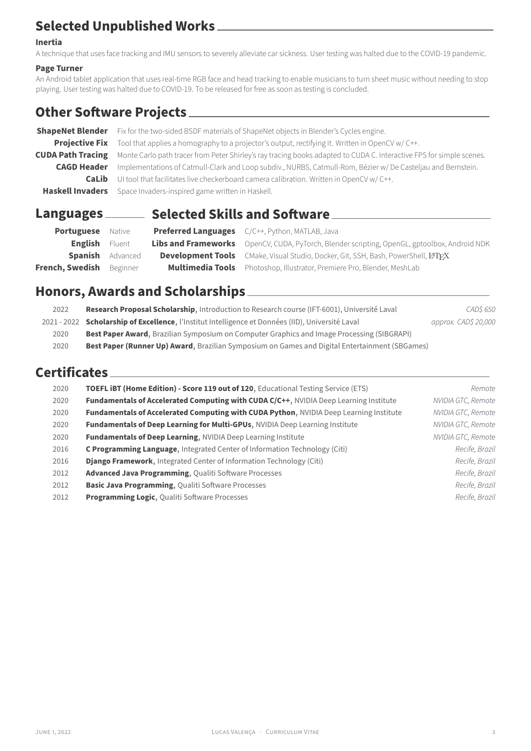## Selected Unpublished Works

**Inertia**

A technique that uses face tracking and IMU sensors to severely alleviate car sickness. User testing was halted due to the COVID-19 pandemic.

**Page Turner**

An Android tablet application that uses real-time RGB face and head tracking to enable musicians to turn sheet music without needing to stop playing. User testing was halted due to COVID-19. To be released for free as soon as testing is concluded.

## Other Software Projects

| | |
|---|---|
| **ShapeNet Blender** | Fix for the two-sided BSDF materials of ShapeNet objects in Blender's Cycles engine. |
| **Projective Fix** | Tool that applies a homography to a projector's output, rectifying it. Written in OpenCV w/ C++. |
| **CUDA Path Tracing** | Monte Carlo path tracer from Peter Shirley's ray tracing books adapted to CUDA C. Interactive FPS for simple scenes. |
| **CAGD Header** | Implementations of Catmull-Clark and Loop subdiv., NURBS, Catmull-Rom, Bézier w/ De Casteljau and Bernstein. |
| **CaLib** | UI tool that facilitates live checkerboard camera calibration. Written in OpenCV w/ C++. |
| **Haskell Invaders** | Space Invaders-inspired game written in Haskell. |

## Languages

| | |
|---|---|
| **Portuguese** | Native |
| **English** | Fluent |
| **Spanish** | Advanced |
| **French, Swedish** | Beginner |

## Selected Skills and Software

| | |
|---|---|
| **Preferred Languages** | C/C++, Python, MATLAB, Java |
| **Libs and Frameworks** | OpenCV, CUDA, PyTorch, Blender scripting, OpenGL, gptoolbox, Android NDK |
| **Development Tools** | CMake, Visual Studio, Docker, Git, SSH, Bash, PowerShell, LaTeX |
| **Multimedia Tools** | Photoshop, Illustrator, Premiere Pro, Blender, MeshLab |

## Honors, Awards and Scholarships

| | | |
|---|---|---|
| 2022 | **Research Proposal Scholarship**, Introduction to Research course (IFT-6001), Université Laval | *CAD$ 650* |
| 2021 - 2022 | **Scholarship of Excellence**, l'Institut Intelligence et Données (IID), Université Laval | *approx. CAD$ 20,000* |
| 2020 | **Best Paper Award**, Brazilian Symposium on Computer Graphics and Image Processing (SIBGRAPI) | |
| 2020 | **Best Paper (Runner Up) Award**, Brazilian Symposium on Games and Digital Entertainment (SBGames) | |

## Certificates

| | | |
|---|---|---|
| 2020 | **TOEFL iBT (Home Edition) - Score 119 out of 120**, Educational Testing Service (ETS) | *Remote* |
| 2020 | **Fundamentals of Accelerated Computing with CUDA C/C++**, NVIDIA Deep Learning Institute | *NVIDIA GTC, Remote* |
| 2020 | **Fundamentals of Accelerated Computing with CUDA Python**, NVIDIA Deep Learning Institute | *NVIDIA GTC, Remote* |
| 2020 | **Fundamentals of Deep Learning for Multi-GPUs**, NVIDIA Deep Learning Institute | *NVIDIA GTC, Remote* |
| 2020 | **Fundamentals of Deep Learning**, NVIDIA Deep Learning Institute | *NVIDIA GTC, Remote* |
| 2016 | **C Programming Language**, Integrated Center of Information Technology (Citi) | *Recife, Brazil* |
| 2016 | **Django Framework**, Integrated Center of Information Technology (Citi) | *Recife, Brazil* |
| 2012 | **Advanced Java Programming**, Qualiti Software Processes | *Recife, Brazil* |
| 2012 | **Basic Java Programming**, Qualiti Software Processes | *Recife, Brazil* |
| 2012 | **Programming Logic**, Qualiti Software Processes | *Recife, Brazil* |